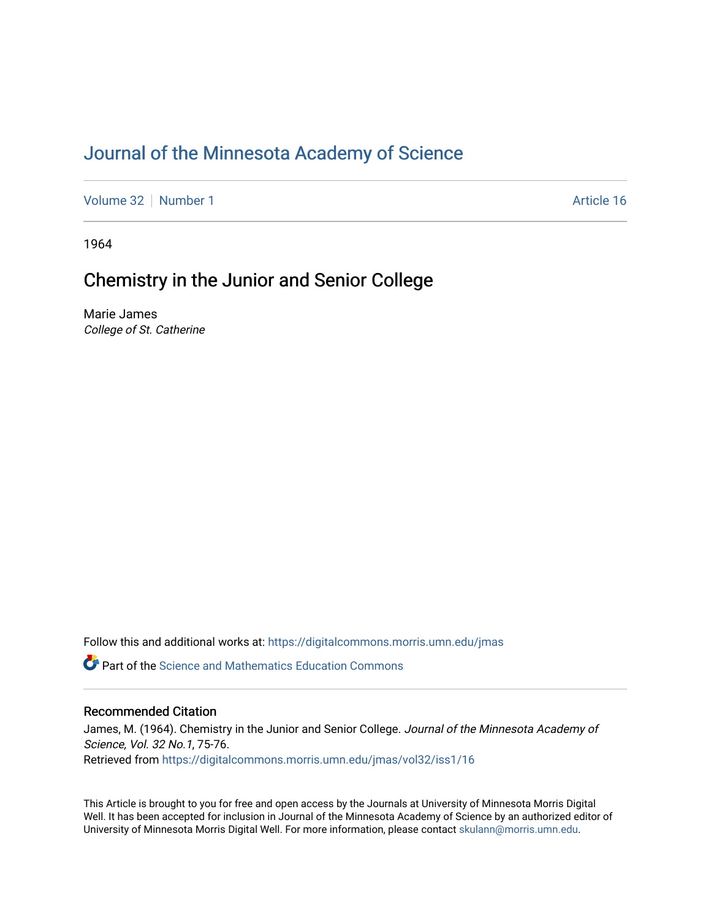# Journal of the Minnesota Academy of Science

Volume 32 | Number 1 Article 16

1964

## Chemistry in the Junior and Senior College

Marie James
*College of St. Catherine*

Follow this and additional works at: https://digitalcommons.morris.umn.edu/jmas

Part of the Science and Mathematics Education Commons

### Recommended Citation

James, M. (1964). Chemistry in the Junior and Senior College. *Journal of the Minnesota Academy of Science, Vol. 32 No.1*, 75-76.
Retrieved from https://digitalcommons.morris.umn.edu/jmas/vol32/iss1/16

This Article is brought to you for free and open access by the Journals at University of Minnesota Morris Digital Well. It has been accepted for inclusion in Journal of the Minnesota Academy of Science by an authorized editor of University of Minnesota Morris Digital Well. For more information, please contact skulann@morris.umn.edu.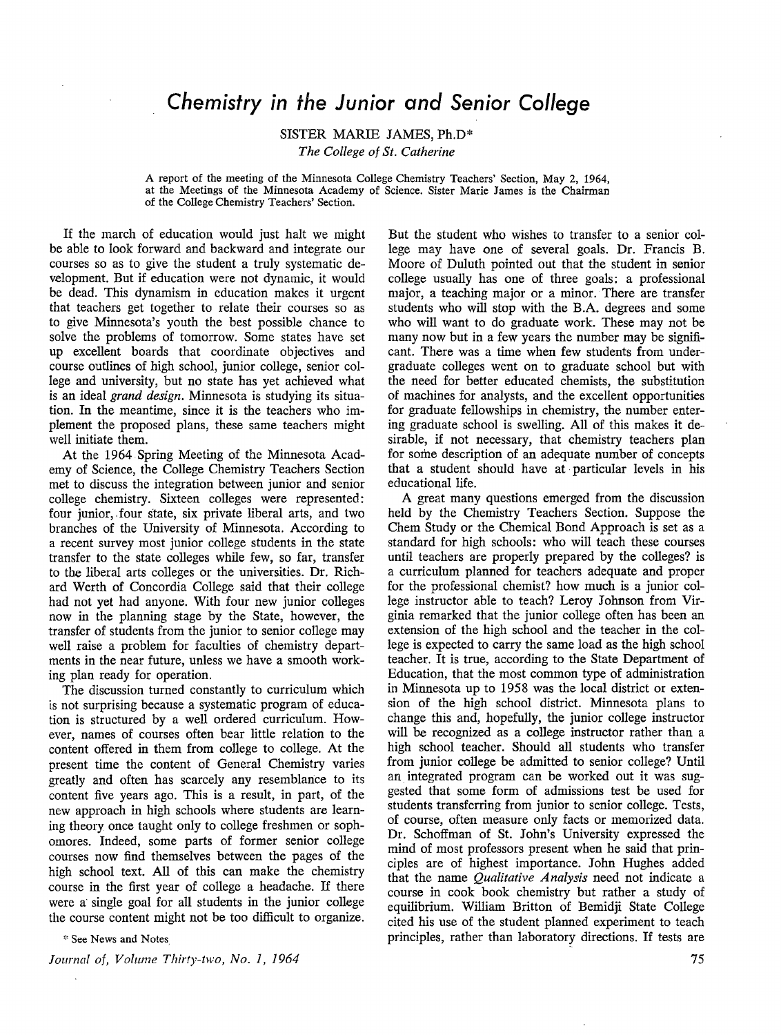# *Chemistry in the Junior and Senior College*

SISTER MARIE JAMES, Ph.D*

*The College of St. Catherine*

A report of the meeting of the Minnesota College Chemistry Teachers' Section, May 2, 1964, at the Meetings of the Minnesota Academy of Science. Sister Marie James is the Chairman of the College Chemistry Teachers' Section.

If the march of education would just halt we might be able to look forward and backward and integrate our courses so as to give the student a truly systematic development. But if education were not dynamic, it would be dead. This dynamism in education makes it urgent that teachers get together to relate their courses so as to give Minnesota's youth the best possible chance to solve the problems of tomorrow. Some states have set up excellent boards that coordinate objectives and course outlines of high school, junior college, senior college and university, but no state has yet achieved what is an ideal *grand design*. Minnesota is studying its situation. In the meantime, since it is the teachers who implement the proposed plans, these same teachers might well initiate them.

At the 1964 Spring Meeting of the Minnesota Academy of Science, the College Chemistry Teachers Section met to discuss the integration between junior and senior college chemistry. Sixteen colleges were represented: four junior, four state, six private liberal arts, and two branches of the University of Minnesota. According to a recent survey most junior college students in the state transfer to the state colleges while few, so far, transfer to the liberal arts colleges or the universities. Dr. Richard Werth of Concordia College said that their college had not yet had anyone. With four new junior colleges now in the planning stage by the State, however, the transfer of students from the junior to senior college may well raise a problem for faculties of chemistry departments in the near future, unless we have a smooth working plan ready for operation.

The discussion turned constantly to curriculum which is not surprising because a systematic program of education is structured by a well ordered curriculum. However, names of courses often bear little relation to the content offered in them from college to college. At the present time the content of General Chemistry varies greatly and often has scarcely any resemblance to its content five years ago. This is a result, in part, of the new approach in high schools where students are learning theory once taught only to college freshmen or sophomores. Indeed, some parts of former senior college courses now find themselves between the pages of the high school text. All of this can make the chemistry course in the first year of college a headache. If there were a single goal for all students in the junior college the course content might not be too difficult to organize.

But the student who wishes to transfer to a senior college may have one of several goals. Dr. Francis B. Moore of Duluth pointed out that the student in senior college usually has one of three goals: a professional major, a teaching major or a minor. There are transfer students who will stop with the B.A. degrees and some who will want to do graduate work. These may not be many now but in a few years the number may be significant. There was a time when few students from undergraduate colleges went on to graduate school but with the need for better educated chemists, the substitution of machines for analysts, and the excellent opportunities for graduate fellowships in chemistry, the number entering graduate school is swelling. All of this makes it desirable, if not necessary, that chemistry teachers plan for some description of an adequate number of concepts that a student should have at particular levels in his educational life.

A great many questions emerged from the discussion held by the Chemistry Teachers Section. Suppose the Chem Study or the Chemical Bond Approach is set as a standard for high schools: who will teach these courses until teachers are properly prepared by the colleges? is a curriculum planned for teachers adequate and proper for the professional chemist? how much is a junior college instructor able to teach? Leroy Johnson from Virginia remarked that the junior college often has been an extension of the high school and the teacher in the college is expected to carry the same load as the high school teacher. It is true, according to the State Department of Education, that the most common type of administration in Minnesota up to 1958 was the local district or extension of the high school district. Minnesota plans to change this and, hopefully, the junior college instructor will be recognized as a college instructor rather than a high school teacher. Should all students who transfer from junior college be admitted to senior college? Until an integrated program can be worked out it was suggested that some form of admissions test be used for students transferring from junior to senior college. Tests, of course, often measure only facts or memorized data. Dr. Schoffman of St. John's University expressed the mind of most professors present when he said that principles are of highest importance. John Hughes added that the name *Qualitative Analysis* need not indicate a course in cook book chemistry but rather a study of equilibrium. William Britton of Bemidji State College cited his use of the student planned experiment to teach principles, rather than laboratory directions. If tests are

\* See News and Notes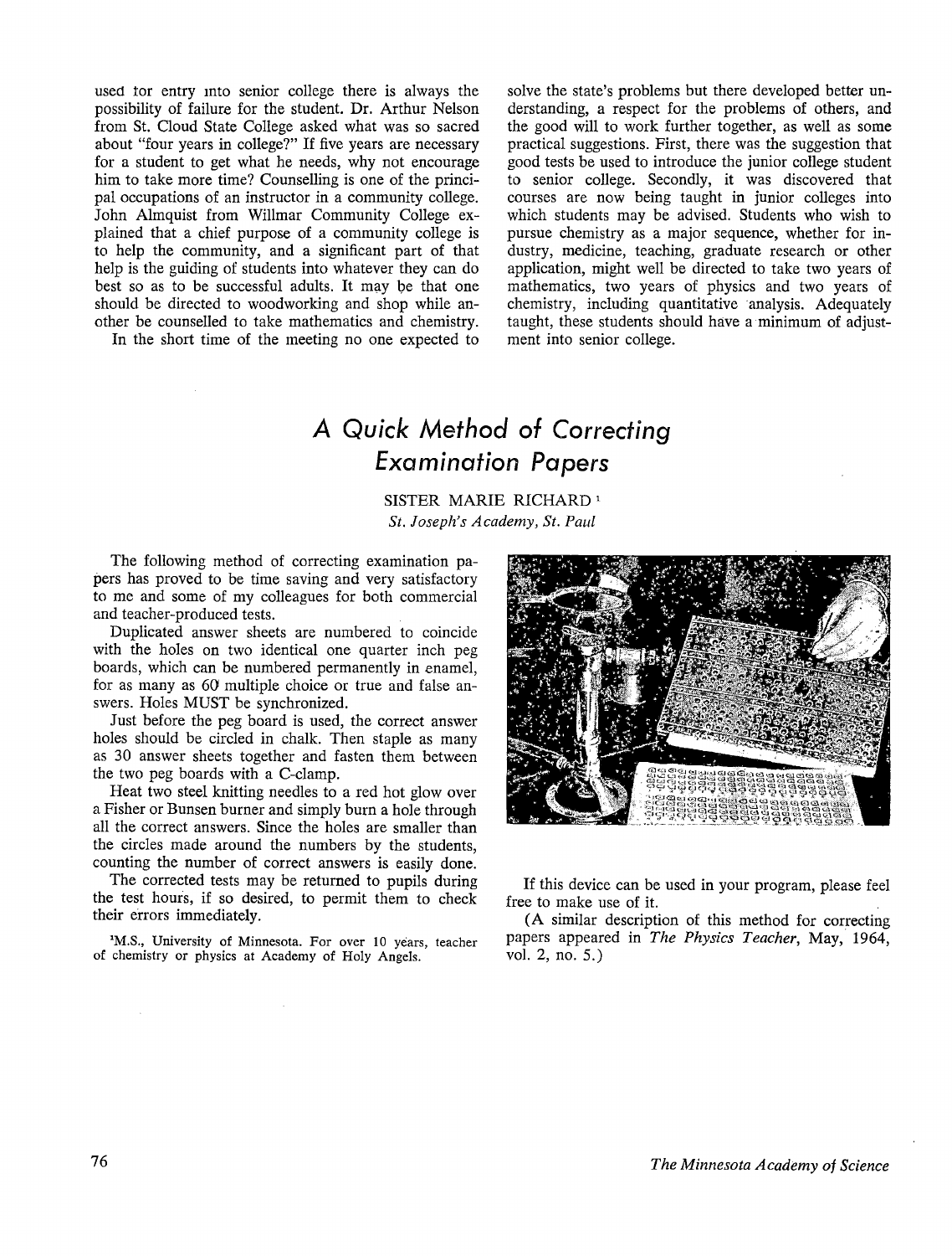used tor entry into senior college there is always the possibility of failure for the student. Dr. Arthur Nelson from St. Cloud State College asked what was so sacred about "four years in college?" If five years are necessary for a student to get what he needs, why not encourage him to take more time? Counselling is one of the principal occupations of an instructor in a community college. John Almquist from Willmar Community College explained that a chief purpose of a community college is to help the community, and a significant part of that help is the guiding of students into whatever they can do best so as to be successful adults. It may be that one should be directed to woodworking and shop while another be counselled to take mathematics and chemistry.

In the short time of the meeting no one expected to solve the state's problems but there developed better understanding, a respect for the problems of others, and the good will to work further together, as well as some practical suggestions. First, there was the suggestion that good tests be used to introduce the junior college student to senior college. Secondly, it was discovered that courses are now being taught in junior colleges into which students may be advised. Students who wish to pursue chemistry as a major sequence, whether for industry, medicine, teaching, graduate research or other application, might well be directed to take two years of mathematics, two years of physics and two years of chemistry, including quantitative analysis. Adequately taught, these students should have a minimum of adjustment into senior college.

# A Quick Method of Correcting Examination Papers

SISTER MARIE RICHARD [1]

*St. Joseph's Academy, St. Paul*

The following method of correcting examination papers has proved to be time saving and very satisfactory to me and some of my colleagues for both commercial and teacher-produced tests.

Duplicated answer sheets are numbered to coincide with the holes on two identical one quarter inch peg boards, which can be numbered permanently in enamel, for as many as 60 multiple choice or true and false answers. Holes MUST be synchronized.

Just before the peg board is used, the correct answer holes should be circled in chalk. Then staple as many as 30 answer sheets together and fasten them between the two peg boards with a C-clamp.

Heat two steel knitting needles to a red hot glow over a Fisher or Bunsen burner and simply burn a hole through all the correct answers. Since the holes are smaller than the circles made around the numbers by the students, counting the number of correct answers is easily done.

The corrected tests may be returned to pupils during the test hours, if so desired, to permit them to check their errors immediately.

If this device can be used in your program, please feel free to make use of it.

(A similar description of this method for correcting papers appeared in *The Physics Teacher*, May, 1964, vol. 2, no. 5.)

[1] M.S., University of Minnesota. For over 10 years, teacher of chemistry or physics at Academy of Holy Angels.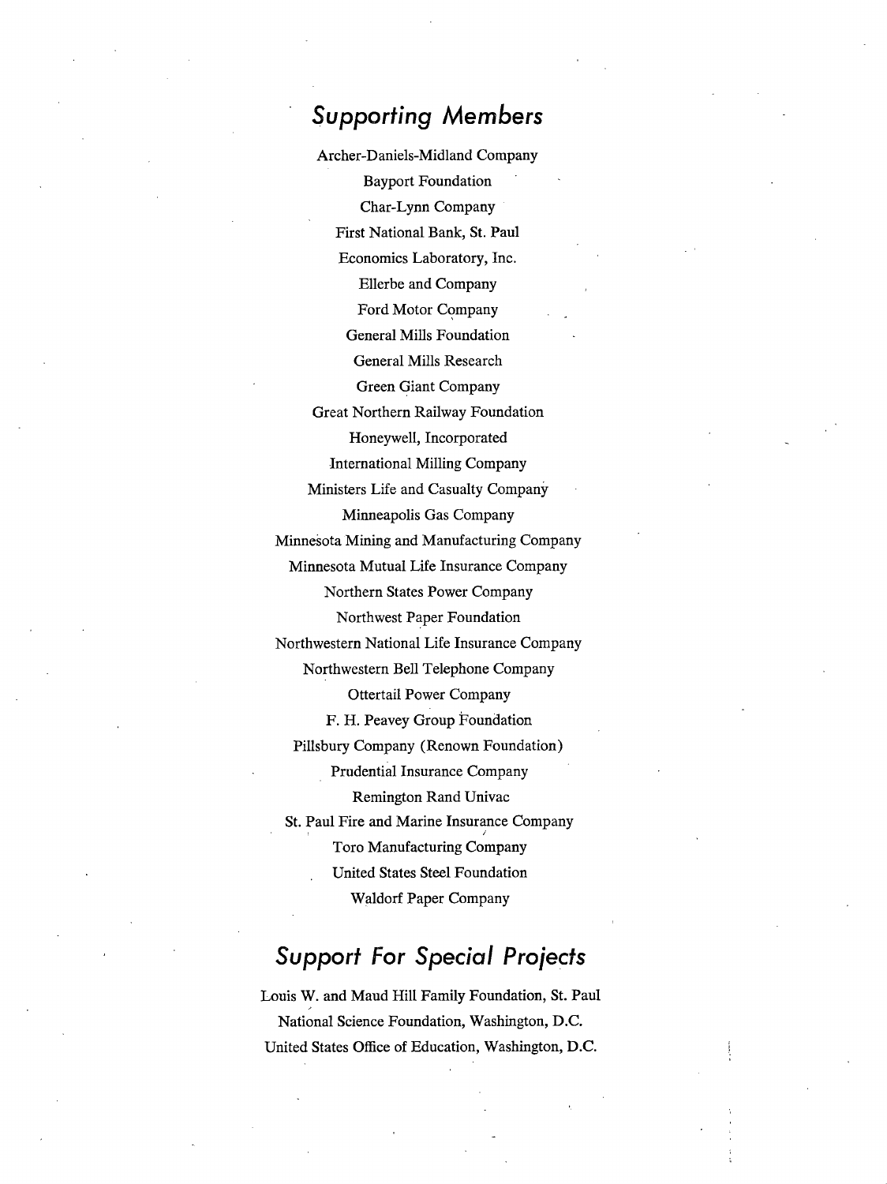## Supporting Members

Archer-Daniels-Midland Company

Bayport Foundation

Char-Lynn Company

First National Bank, St. Paul

Economics Laboratory, Inc.

Ellerbe and Company

Ford Motor Company

General Mills Foundation

General Mills Research

Green Giant Company

Great Northern Railway Foundation

Honeywell, Incorporated

International Milling Company

Ministers Life and Casualty Company

Minneapolis Gas Company

Minnesota Mining and Manufacturing Company

Minnesota Mutual Life Insurance Company

Northern States Power Company

Northwest Paper Foundation

Northwestern National Life Insurance Company

Northwestern Bell Telephone Company

Ottertail Power Company

F. H. Peavey Group Foundation

Pillsbury Company (Renown Foundation)

Prudential Insurance Company

Remington Rand Univac

St. Paul Fire and Marine Insurance Company

Toro Manufacturing Company

United States Steel Foundation

Waldorf Paper Company

## Support For Special Projects

Louis W. and Maud Hill Family Foundation, St. Paul

National Science Foundation, Washington, D.C.

United States Office of Education, Washington, D.C.